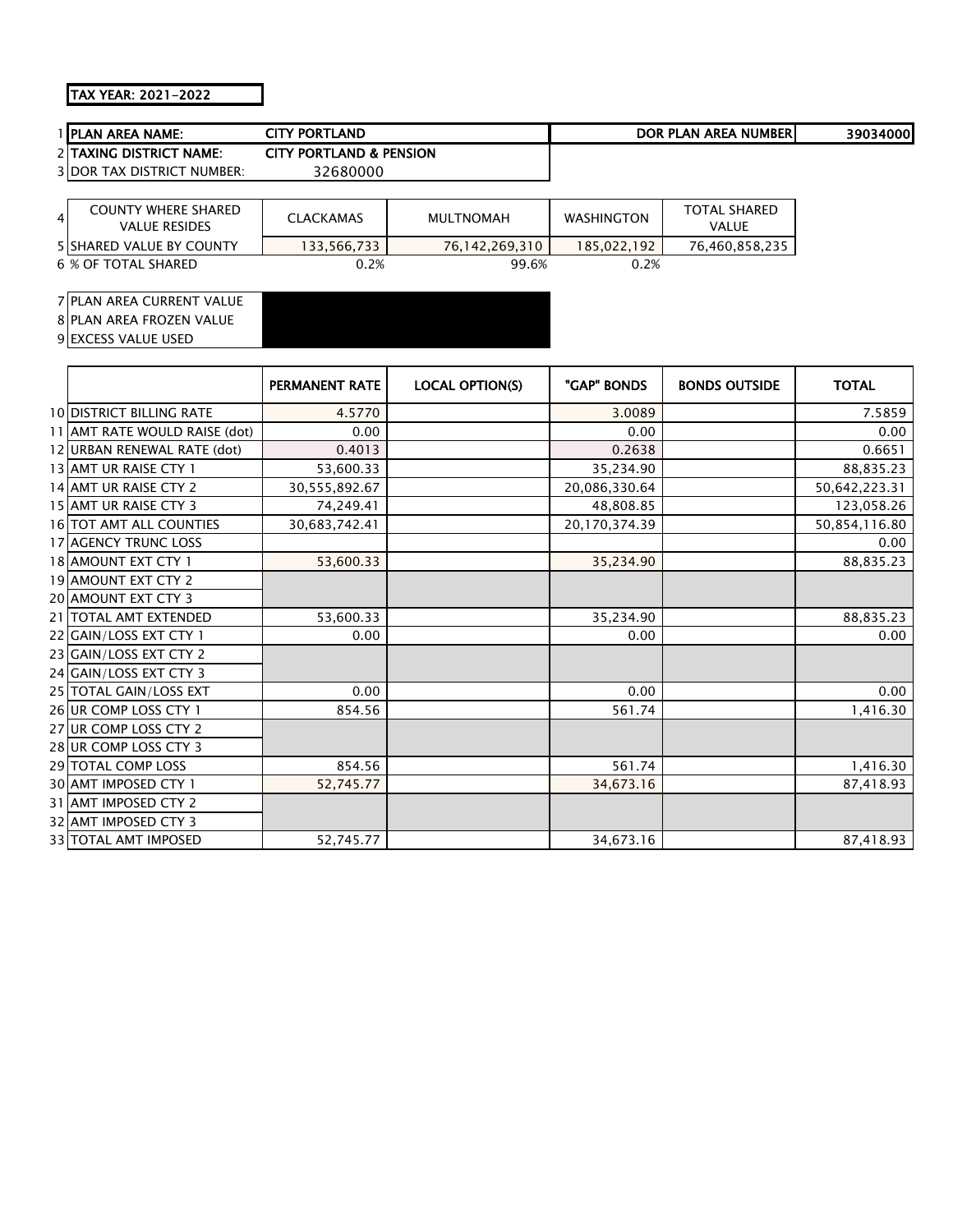**TAX YEAR: 2021-2022**

| | | | |
|---|---|---|---|
| 1 | **PLAN AREA NAME:** | **CITY PORTLAND** | **DOR PLAN AREA NUMBER** | **39034000** |
| 2 | **TAXING DISTRICT NAME:** | **CITY PORTLAND & PENSION** | | |
| 3 | DOR TAX DISTRICT NUMBER: | 32680000 | | |

| | | | | | |
|---|---|---|---|---|---|
| 4 | COUNTY WHERE SHARED VALUE RESIDES | CLACKAMAS | MULTNOMAH | WASHINGTON | TOTAL SHARED VALUE |
| 5 | SHARED VALUE BY COUNTY | 133,566,733 | 76,142,269,310 | 185,022,192 | 76,460,858,235 |
| 6 | % OF TOTAL SHARED | 0.2% | 99.6% | 0.2% | |

| | | |
|---|---|---|
| 7 | PLAN AREA CURRENT VALUE | |
| 8 | PLAN AREA FROZEN VALUE | |
| 9 | EXCESS VALUE USED | |

| | | PERMANENT RATE | LOCAL OPTION(S) | "GAP" BONDS | BONDS OUTSIDE | TOTAL |
|---|---|---|---|---|---|---|
| 10 | DISTRICT BILLING RATE | 4.5770 | | 3.0089 | | 7.5859 |
| 11 | AMT RATE WOULD RAISE (dot) | 0.00 | | 0.00 | | 0.00 |
| 12 | URBAN RENEWAL RATE (dot) | 0.4013 | | 0.2638 | | 0.6651 |
| 13 | AMT UR RAISE CTY 1 | 53,600.33 | | 35,234.90 | | 88,835.23 |
| 14 | AMT UR RAISE CTY 2 | 30,555,892.67 | | 20,086,330.64 | | 50,642,223.31 |
| 15 | AMT UR RAISE CTY 3 | 74,249.41 | | 48,808.85 | | 123,058.26 |
| 16 | TOT AMT ALL COUNTIES | 30,683,742.41 | | 20,170,374.39 | | 50,854,116.80 |
| 17 | AGENCY TRUNC LOSS | | | | | 0.00 |
| 18 | AMOUNT EXT CTY 1 | 53,600.33 | | 35,234.90 | | 88,835.23 |
| 19 | AMOUNT EXT CTY 2 | | | | | |
| 20 | AMOUNT EXT CTY 3 | | | | | |
| 21 | TOTAL AMT EXTENDED | 53,600.33 | | 35,234.90 | | 88,835.23 |
| 22 | GAIN/LOSS EXT CTY 1 | 0.00 | | 0.00 | | 0.00 |
| 23 | GAIN/LOSS EXT CTY 2 | | | | | |
| 24 | GAIN/LOSS EXT CTY 3 | | | | | |
| 25 | TOTAL GAIN/LOSS EXT | 0.00 | | 0.00 | | 0.00 |
| 26 | UR COMP LOSS CTY 1 | 854.56 | | 561.74 | | 1,416.30 |
| 27 | UR COMP LOSS CTY 2 | | | | | |
| 28 | UR COMP LOSS CTY 3 | | | | | |
| 29 | TOTAL COMP LOSS | 854.56 | | 561.74 | | 1,416.30 |
| 30 | AMT IMPOSED CTY 1 | 52,745.77 | | 34,673.16 | | 87,418.93 |
| 31 | AMT IMPOSED CTY 2 | | | | | |
| 32 | AMT IMPOSED CTY 3 | | | | | |
| 33 | TOTAL AMT IMPOSED | 52,745.77 | | 34,673.16 | | 87,418.93 |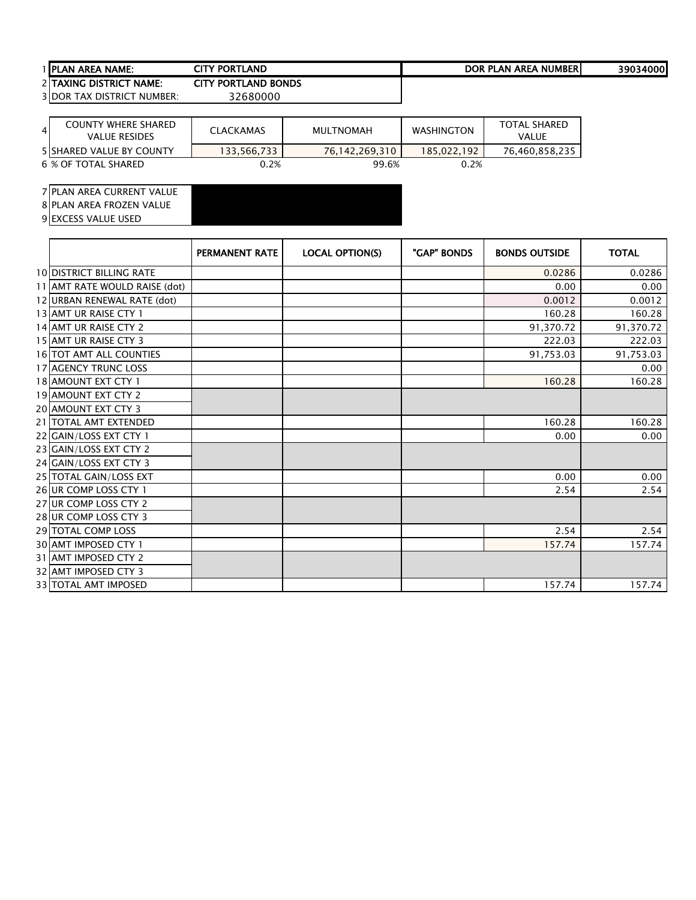| | | | | | |
|---|---|---|---|---|---|
| 1 | PLAN AREA NAME: | CITY PORTLAND | | DOR PLAN AREA NUMBER | 39034000 |
| 2 | TAXING DISTRICT NAME: | CITY PORTLAND BONDS | | | |
| 3 | DOR TAX DISTRICT NUMBER: | 32680000 | | | |

| | | | | | |
|---|---|---|---|---|---|
| 4 | COUNTY WHERE SHARED VALUE RESIDES | CLACKAMAS | MULTNOMAH | WASHINGTON | TOTAL SHARED VALUE |
| 5 | SHARED VALUE BY COUNTY | 133,566,733 | 76,142,269,310 | 185,022,192 | 76,460,858,235 |
| 6 | % OF TOTAL SHARED | 0.2% | 99.6% | 0.2% | |

| | | |
|---|---|---|
| 7 | PLAN AREA CURRENT VALUE | |
| 8 | PLAN AREA FROZEN VALUE | |
| 9 | EXCESS VALUE USED | |

| | | PERMANENT RATE | LOCAL OPTION(S) | "GAP" BONDS | BONDS OUTSIDE | TOTAL |
|---|---|---|---|---|---|---|
| 10 | DISTRICT BILLING RATE | | | | 0.0286 | 0.0286 |
| 11 | AMT RATE WOULD RAISE (dot) | | | | 0.00 | 0.00 |
| 12 | URBAN RENEWAL RATE (dot) | | | | 0.0012 | 0.0012 |
| 13 | AMT UR RAISE CTY 1 | | | | 160.28 | 160.28 |
| 14 | AMT UR RAISE CTY 2 | | | | 91,370.72 | 91,370.72 |
| 15 | AMT UR RAISE CTY 3 | | | | 222.03 | 222.03 |
| 16 | TOT AMT ALL COUNTIES | | | | 91,753.03 | 91,753.03 |
| 17 | AGENCY TRUNC LOSS | | | | | 0.00 |
| 18 | AMOUNT EXT CTY 1 | | | | 160.28 | 160.28 |
| 19 | AMOUNT EXT CTY 2 | | | | | |
| 20 | AMOUNT EXT CTY 3 | | | | | |
| 21 | TOTAL AMT EXTENDED | | | | 160.28 | 160.28 |
| 22 | GAIN/LOSS EXT CTY 1 | | | | 0.00 | 0.00 |
| 23 | GAIN/LOSS EXT CTY 2 | | | | | |
| 24 | GAIN/LOSS EXT CTY 3 | | | | | |
| 25 | TOTAL GAIN/LOSS EXT | | | | 0.00 | 0.00 |
| 26 | UR COMP LOSS CTY 1 | | | | 2.54 | 2.54 |
| 27 | UR COMP LOSS CTY 2 | | | | | |
| 28 | UR COMP LOSS CTY 3 | | | | | |
| 29 | TOTAL COMP LOSS | | | | 2.54 | 2.54 |
| 30 | AMT IMPOSED CTY 1 | | | | 157.74 | 157.74 |
| 31 | AMT IMPOSED CTY 2 | | | | | |
| 32 | AMT IMPOSED CTY 3 | | | | | |
| 33 | TOTAL AMT IMPOSED | | | | 157.74 | 157.74 |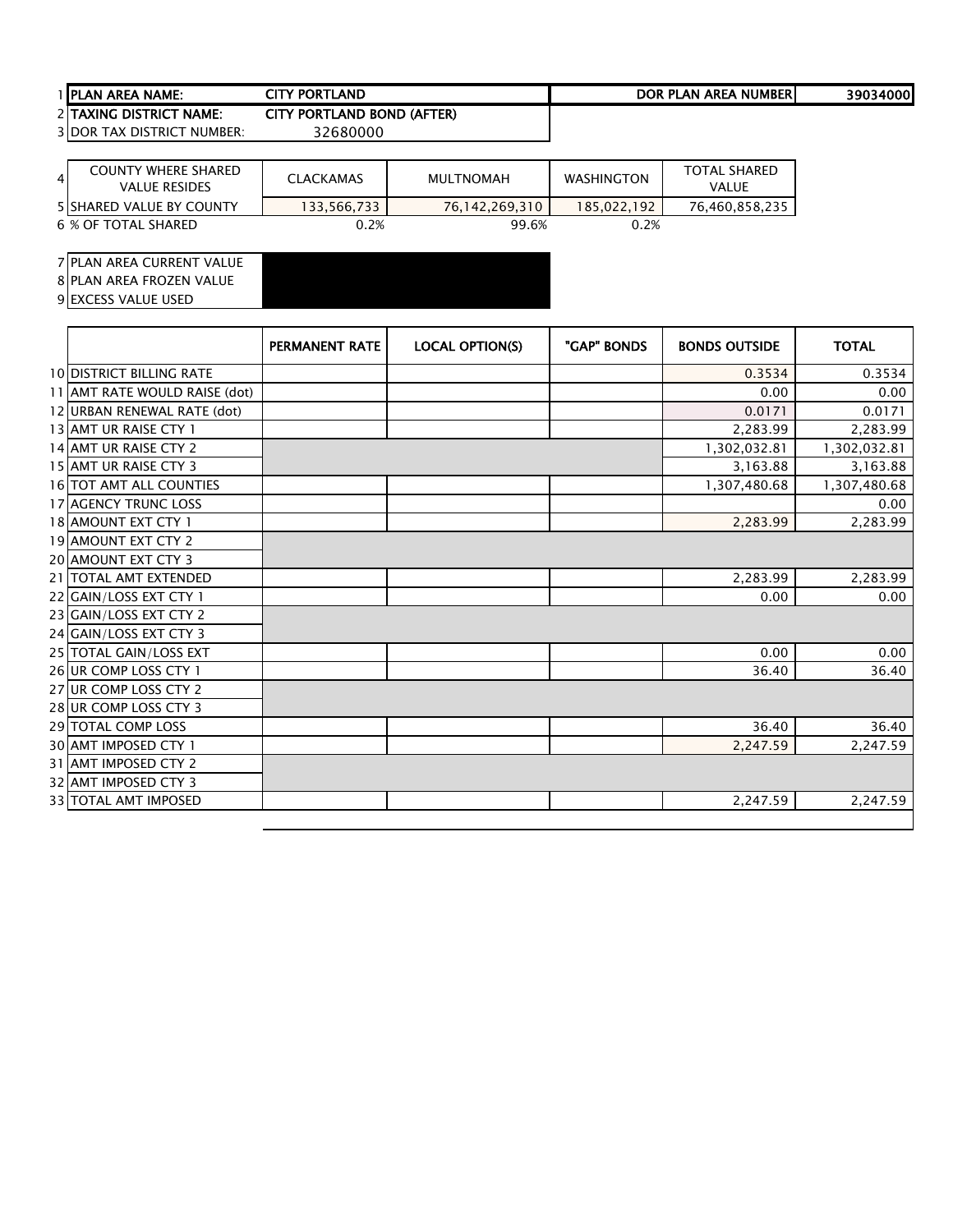| | | | | | |
|---|---|---|---|---|---|
| 1 | PLAN AREA NAME: | CITY PORTLAND | | DOR PLAN AREA NUMBER | 39034000 |
| 2 | TAXING DISTRICT NAME: | CITY PORTLAND BOND (AFTER) | | | |
| 3 | DOR TAX DISTRICT NUMBER: | 32680000 | | | |

| | | CLACKAMAS | MULTNOMAH | WASHINGTON | TOTAL SHARED VALUE |
|---|---|---|---|---|---|
| 4 | COUNTY WHERE SHARED VALUE RESIDES | CLACKAMAS | MULTNOMAH | WASHINGTON | TOTAL SHARED VALUE |
| 5 | SHARED VALUE BY COUNTY | 133,566,733 | 76,142,269,310 | 185,022,192 | 76,460,858,235 |
| 6 | % OF TOTAL SHARED | 0.2% | 99.6% | 0.2% | |

| | | |
|---|---|---|
| 7 | PLAN AREA CURRENT VALUE | |
| 8 | PLAN AREA FROZEN VALUE | |
| 9 | EXCESS VALUE USED | |

| | | PERMANENT RATE | LOCAL OPTION(S) | "GAP" BONDS | BONDS OUTSIDE | TOTAL |
|---|---|---|---|---|---|---|
| 10 | DISTRICT BILLING RATE | | | | 0.3534 | 0.3534 |
| 11 | AMT RATE WOULD RAISE (dot) | | | | 0.00 | 0.00 |
| 12 | URBAN RENEWAL RATE (dot) | | | | 0.0171 | 0.0171 |
| 13 | AMT UR RAISE CTY 1 | | | | 2,283.99 | 2,283.99 |
| 14 | AMT UR RAISE CTY 2 | | | | 1,302,032.81 | 1,302,032.81 |
| 15 | AMT UR RAISE CTY 3 | | | | 3,163.88 | 3,163.88 |
| 16 | TOT AMT ALL COUNTIES | | | | 1,307,480.68 | 1,307,480.68 |
| 17 | AGENCY TRUNC LOSS | | | | | 0.00 |
| 18 | AMOUNT EXT CTY 1 | | | | 2,283.99 | 2,283.99 |
| 19 | AMOUNT EXT CTY 2 | | | | | |
| 20 | AMOUNT EXT CTY 3 | | | | | |
| 21 | TOTAL AMT EXTENDED | | | | 2,283.99 | 2,283.99 |
| 22 | GAIN/LOSS EXT CTY 1 | | | | 0.00 | 0.00 |
| 23 | GAIN/LOSS EXT CTY 2 | | | | | |
| 24 | GAIN/LOSS EXT CTY 3 | | | | | |
| 25 | TOTAL GAIN/LOSS EXT | | | | 0.00 | 0.00 |
| 26 | UR COMP LOSS CTY 1 | | | | 36.40 | 36.40 |
| 27 | UR COMP LOSS CTY 2 | | | | | |
| 28 | UR COMP LOSS CTY 3 | | | | | |
| 29 | TOTAL COMP LOSS | | | | 36.40 | 36.40 |
| 30 | AMT IMPOSED CTY 1 | | | | 2,247.59 | 2,247.59 |
| 31 | AMT IMPOSED CTY 2 | | | | | |
| 32 | AMT IMPOSED CTY 3 | | | | | |
| 33 | TOTAL AMT IMPOSED | | | | 2,247.59 | 2,247.59 |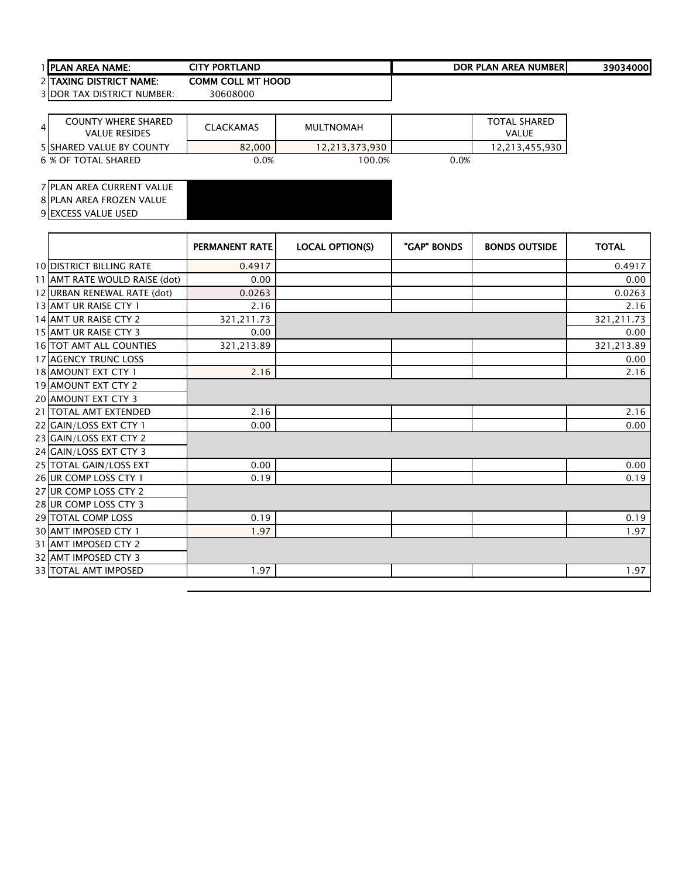| | | | | | |
|---|---|---|---|---|---|
| 1 | PLAN AREA NAME: | CITY PORTLAND | | DOR PLAN AREA NUMBER | 39034000 |
| 2 | TAXING DISTRICT NAME: | COMM COLL MT HOOD | | | |
| 3 | DOR TAX DISTRICT NUMBER: | 30608000 | | | |

| | COUNTY WHERE SHARED VALUE RESIDES | CLACKAMAS | MULTNOMAH | | TOTAL SHARED VALUE |
|---|---|---|---|---|---|
| 5 | SHARED VALUE BY COUNTY | 82,000 | 12,213,373,930 | | 12,213,455,930 |
| 6 | % OF TOTAL SHARED | 0.0% | 100.0% | 0.0% | |

| | | |
|---|---|---|
| 7 | PLAN AREA CURRENT VALUE | |
| 8 | PLAN AREA FROZEN VALUE | |
| 9 | EXCESS VALUE USED | |

| | | PERMANENT RATE | LOCAL OPTION(S) | "GAP" BONDS | BONDS OUTSIDE | TOTAL |
|---|---|---|---|---|---|---|
| 10 | DISTRICT BILLING RATE | 0.4917 | | | | 0.4917 |
| 11 | AMT RATE WOULD RAISE (dot) | 0.00 | | | | 0.00 |
| 12 | URBAN RENEWAL RATE (dot) | 0.0263 | | | | 0.0263 |
| 13 | AMT UR RAISE CTY 1 | 2.16 | | | | 2.16 |
| 14 | AMT UR RAISE CTY 2 | 321,211.73 | | | | 321,211.73 |
| 15 | AMT UR RAISE CTY 3 | 0.00 | | | | 0.00 |
| 16 | TOT AMT ALL COUNTIES | 321,213.89 | | | | 321,213.89 |
| 17 | AGENCY TRUNC LOSS | | | | | 0.00 |
| 18 | AMOUNT EXT CTY 1 | 2.16 | | | | 2.16 |
| 19 | AMOUNT EXT CTY 2 | | | | | |
| 20 | AMOUNT EXT CTY 3 | | | | | |
| 21 | TOTAL AMT EXTENDED | 2.16 | | | | 2.16 |
| 22 | GAIN/LOSS EXT CTY 1 | 0.00 | | | | 0.00 |
| 23 | GAIN/LOSS EXT CTY 2 | | | | | |
| 24 | GAIN/LOSS EXT CTY 3 | | | | | |
| 25 | TOTAL GAIN/LOSS EXT | 0.00 | | | | 0.00 |
| 26 | UR COMP LOSS CTY 1 | 0.19 | | | | 0.19 |
| 27 | UR COMP LOSS CTY 2 | | | | | |
| 28 | UR COMP LOSS CTY 3 | | | | | |
| 29 | TOTAL COMP LOSS | 0.19 | | | | 0.19 |
| 30 | AMT IMPOSED CTY 1 | 1.97 | | | | 1.97 |
| 31 | AMT IMPOSED CTY 2 | | | | | |
| 32 | AMT IMPOSED CTY 3 | | | | | |
| 33 | TOTAL AMT IMPOSED | 1.97 | | | | 1.97 |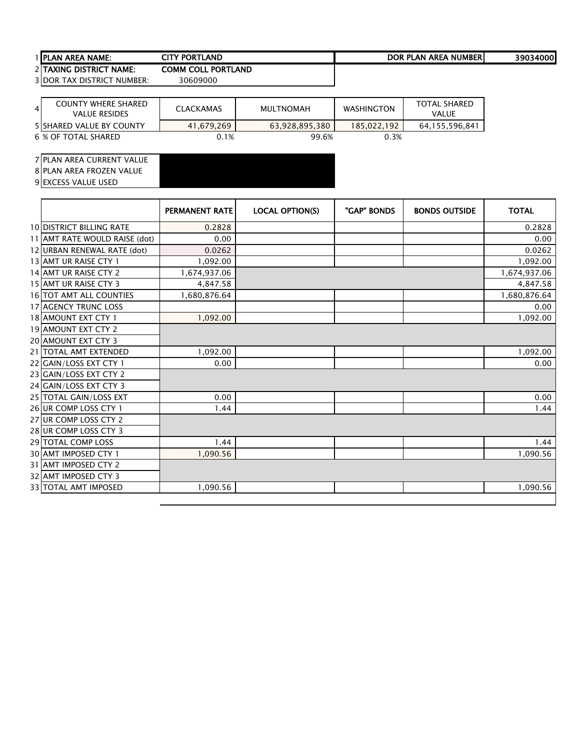| | | | | |
|---|---|---|---|---|
| 1 | PLAN AREA NAME: | CITY PORTLAND | DOR PLAN AREA NUMBER | 39034000 |
| 2 | TAXING DISTRICT NAME: | COMM COLL PORTLAND | | |
| 3 | DOR TAX DISTRICT NUMBER: | 30609000 | | |

| | | | | | |
|---|---|---|---|---|---|
| 4 | COUNTY WHERE SHARED VALUE RESIDES | CLACKAMAS | MULTNOMAH | WASHINGTON | TOTAL SHARED VALUE |
| 5 | SHARED VALUE BY COUNTY | 41,679,269 | 63,928,895,380 | 185,022,192 | 64,155,596,841 |
| 6 | % OF TOTAL SHARED | 0.1% | 99.6% | 0.3% | |

| | | |
|---|---|---|
| 7 | PLAN AREA CURRENT VALUE | |
| 8 | PLAN AREA FROZEN VALUE | |
| 9 | EXCESS VALUE USED | |

| | | PERMANENT RATE | LOCAL OPTION(S) | "GAP" BONDS | BONDS OUTSIDE | TOTAL |
|---|---|---|---|---|---|---|
| 10 | DISTRICT BILLING RATE | 0.2828 | | | | 0.2828 |
| 11 | AMT RATE WOULD RAISE (dot) | 0.00 | | | | 0.00 |
| 12 | URBAN RENEWAL RATE (dot) | 0.0262 | | | | 0.0262 |
| 13 | AMT UR RAISE CTY 1 | 1,092.00 | | | | 1,092.00 |
| 14 | AMT UR RAISE CTY 2 | 1,674,937.06 | | | | 1,674,937.06 |
| 15 | AMT UR RAISE CTY 3 | 4,847.58 | | | | 4,847.58 |
| 16 | TOT AMT ALL COUNTIES | 1,680,876.64 | | | | 1,680,876.64 |
| 17 | AGENCY TRUNC LOSS | | | | | 0.00 |
| 18 | AMOUNT EXT CTY 1 | 1,092.00 | | | | 1,092.00 |
| 19 | AMOUNT EXT CTY 2 | | | | | |
| 20 | AMOUNT EXT CTY 3 | | | | | |
| 21 | TOTAL AMT EXTENDED | 1,092.00 | | | | 1,092.00 |
| 22 | GAIN/LOSS EXT CTY 1 | 0.00 | | | | 0.00 |
| 23 | GAIN/LOSS EXT CTY 2 | | | | | |
| 24 | GAIN/LOSS EXT CTY 3 | | | | | |
| 25 | TOTAL GAIN/LOSS EXT | 0.00 | | | | 0.00 |
| 26 | UR COMP LOSS CTY 1 | 1.44 | | | | 1.44 |
| 27 | UR COMP LOSS CTY 2 | | | | | |
| 28 | UR COMP LOSS CTY 3 | | | | | |
| 29 | TOTAL COMP LOSS | 1.44 | | | | 1.44 |
| 30 | AMT IMPOSED CTY 1 | 1,090.56 | | | | 1,090.56 |
| 31 | AMT IMPOSED CTY 2 | | | | | |
| 32 | AMT IMPOSED CTY 3 | | | | | |
| 33 | TOTAL AMT IMPOSED | 1,090.56 | | | | 1,090.56 |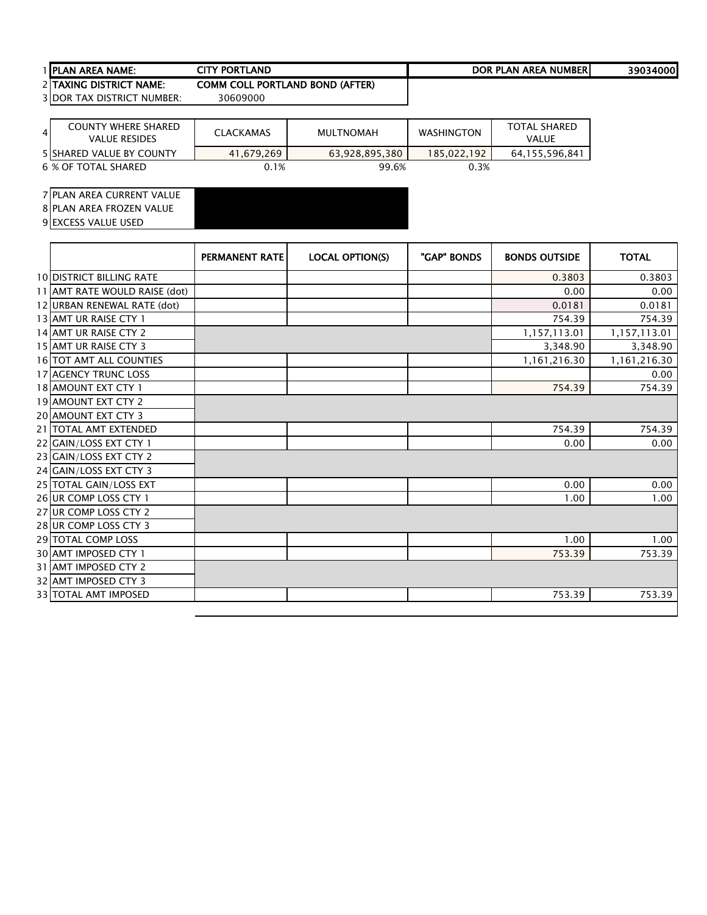| | | | | | |
|---|---|---|---|---|---|
| 1 | PLAN AREA NAME: | CITY PORTLAND | | DOR PLAN AREA NUMBER | 39034000 |
| 2 | TAXING DISTRICT NAME: | COMM COLL PORTLAND BOND (AFTER) | | | |
| 3 | DOR TAX DISTRICT NUMBER: | 30609000 | | | |

| | COUNTY WHERE SHARED VALUE RESIDES | CLACKAMAS | MULTNOMAH | WASHINGTON | TOTAL SHARED VALUE |
|---|---|---|---|---|---|
| 4 | | | | | |
| 5 | SHARED VALUE BY COUNTY | 41,679,269 | 63,928,895,380 | 185,022,192 | 64,155,596,841 |
| 6 | % OF TOTAL SHARED | 0.1% | 99.6% | 0.3% | |

| | | |
|---|---|---|
| 7 | PLAN AREA CURRENT VALUE | |
| 8 | PLAN AREA FROZEN VALUE | |
| 9 | EXCESS VALUE USED | |

| | | PERMANENT RATE | LOCAL OPTION(S) | "GAP" BONDS | BONDS OUTSIDE | TOTAL |
|---|---|---|---|---|---|---|
| 10 | DISTRICT BILLING RATE | | | | 0.3803 | 0.3803 |
| 11 | AMT RATE WOULD RAISE (dot) | | | | 0.00 | 0.00 |
| 12 | URBAN RENEWAL RATE (dot) | | | | 0.0181 | 0.0181 |
| 13 | AMT UR RAISE CTY 1 | | | | 754.39 | 754.39 |
| 14 | AMT UR RAISE CTY 2 | | | | 1,157,113.01 | 1,157,113.01 |
| 15 | AMT UR RAISE CTY 3 | | | | 3,348.90 | 3,348.90 |
| 16 | TOT AMT ALL COUNTIES | | | | 1,161,216.30 | 1,161,216.30 |
| 17 | AGENCY TRUNC LOSS | | | | | 0.00 |
| 18 | AMOUNT EXT CTY 1 | | | | 754.39 | 754.39 |
| 19 | AMOUNT EXT CTY 2 | | | | | |
| 20 | AMOUNT EXT CTY 3 | | | | | |
| 21 | TOTAL AMT EXTENDED | | | | 754.39 | 754.39 |
| 22 | GAIN/LOSS EXT CTY 1 | | | | 0.00 | 0.00 |
| 23 | GAIN/LOSS EXT CTY 2 | | | | | |
| 24 | GAIN/LOSS EXT CTY 3 | | | | | |
| 25 | TOTAL GAIN/LOSS EXT | | | | 0.00 | 0.00 |
| 26 | UR COMP LOSS CTY 1 | | | | 1.00 | 1.00 |
| 27 | UR COMP LOSS CTY 2 | | | | | |
| 28 | UR COMP LOSS CTY 3 | | | | | |
| 29 | TOTAL COMP LOSS | | | | 1.00 | 1.00 |
| 30 | AMT IMPOSED CTY 1 | | | | 753.39 | 753.39 |
| 31 | AMT IMPOSED CTY 2 | | | | | |
| 32 | AMT IMPOSED CTY 3 | | | | | |
| 33 | TOTAL AMT IMPOSED | | | | 753.39 | 753.39 |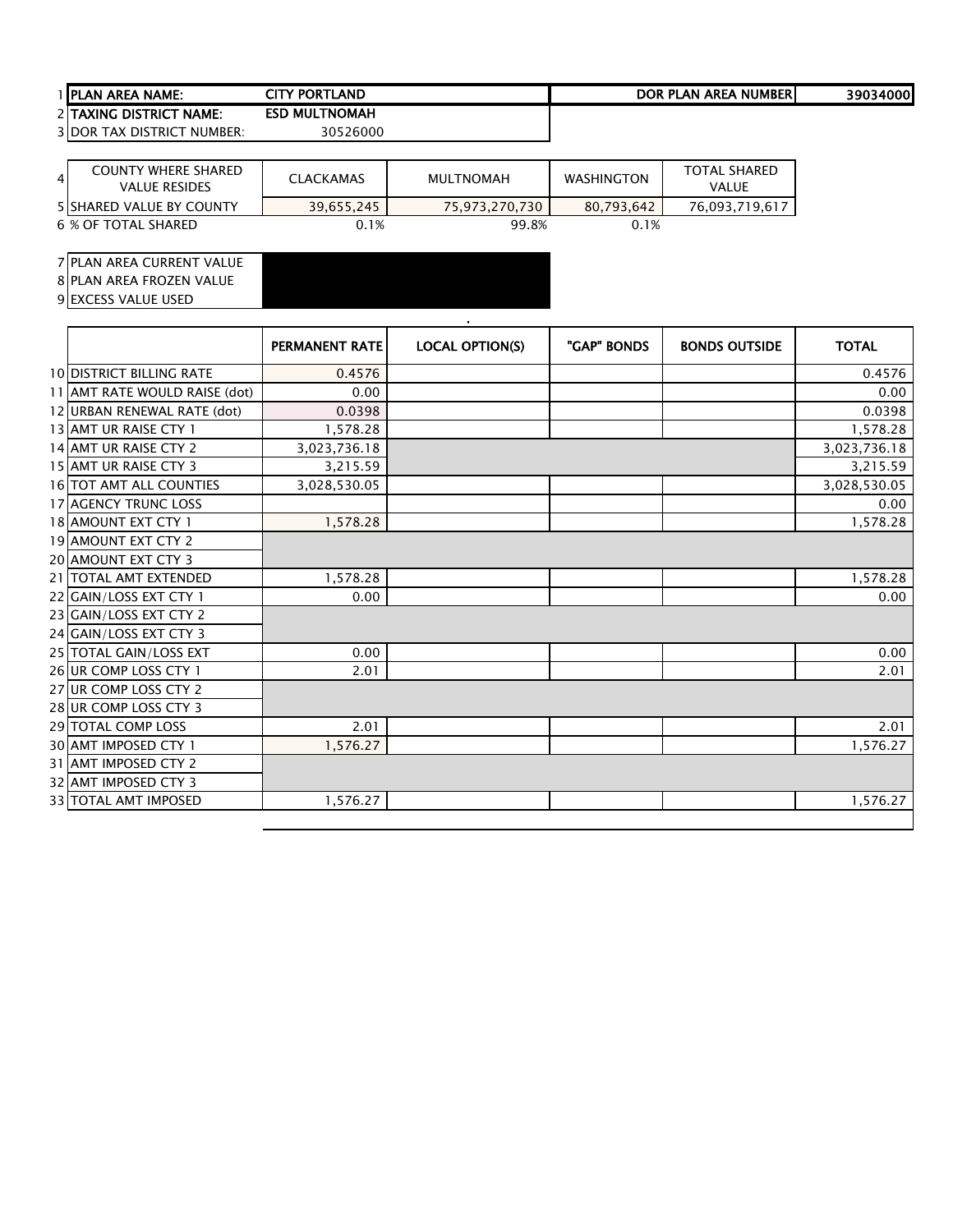| | | | | | |
|---|---|---|---|---|---|
| 1 | PLAN AREA NAME: | CITY PORTLAND | | DOR PLAN AREA NUMBER | 39034000 |
| 2 | TAXING DISTRICT NAME: | ESD MULTNOMAH | | | |
| 3 | DOR TAX DISTRICT NUMBER: | 30526000 | | | |

| | COUNTY WHERE SHARED VALUE RESIDES | CLACKAMAS | MULTNOMAH | WASHINGTON | TOTAL SHARED VALUE |
|---|---|---|---|---|---|
| 5 | SHARED VALUE BY COUNTY | 39,655,245 | 75,973,270,730 | 80,793,642 | 76,093,719,617 |
| 6 | % OF TOTAL SHARED | 0.1% | 99.8% | 0.1% | |

| | | |
|---|---|---|
| 7 | PLAN AREA CURRENT VALUE | |
| 8 | PLAN AREA FROZEN VALUE | |
| 9 | EXCESS VALUE USED | |

| | | PERMANENT RATE | LOCAL OPTION(S) | "GAP" BONDS | BONDS OUTSIDE | TOTAL |
|---|---|---|---|---|---|---|
| 10 | DISTRICT BILLING RATE | 0.4576 | | | | 0.4576 |
| 11 | AMT RATE WOULD RAISE (dot) | 0.00 | | | | 0.00 |
| 12 | URBAN RENEWAL RATE (dot) | 0.0398 | | | | 0.0398 |
| 13 | AMT UR RAISE CTY 1 | 1,578.28 | | | | 1,578.28 |
| 14 | AMT UR RAISE CTY 2 | 3,023,736.18 | | | | 3,023,736.18 |
| 15 | AMT UR RAISE CTY 3 | 3,215.59 | | | | 3,215.59 |
| 16 | TOT AMT ALL COUNTIES | 3,028,530.05 | | | | 3,028,530.05 |
| 17 | AGENCY TRUNC LOSS | | | | | 0.00 |
| 18 | AMOUNT EXT CTY 1 | 1,578.28 | | | | 1,578.28 |
| 19 | AMOUNT EXT CTY 2 | | | | | |
| 20 | AMOUNT EXT CTY 3 | | | | | |
| 21 | TOTAL AMT EXTENDED | 1,578.28 | | | | 1,578.28 |
| 22 | GAIN/LOSS EXT CTY 1 | 0.00 | | | | 0.00 |
| 23 | GAIN/LOSS EXT CTY 2 | | | | | |
| 24 | GAIN/LOSS EXT CTY 3 | | | | | |
| 25 | TOTAL GAIN/LOSS EXT | 0.00 | | | | 0.00 |
| 26 | UR COMP LOSS CTY 1 | 2.01 | | | | 2.01 |
| 27 | UR COMP LOSS CTY 2 | | | | | |
| 28 | UR COMP LOSS CTY 3 | | | | | |
| 29 | TOTAL COMP LOSS | 2.01 | | | | 2.01 |
| 30 | AMT IMPOSED CTY 1 | 1,576.27 | | | | 1,576.27 |
| 31 | AMT IMPOSED CTY 2 | | | | | |
| 32 | AMT IMPOSED CTY 3 | | | | | |
| 33 | TOTAL AMT IMPOSED | 1,576.27 | | | | 1,576.27 |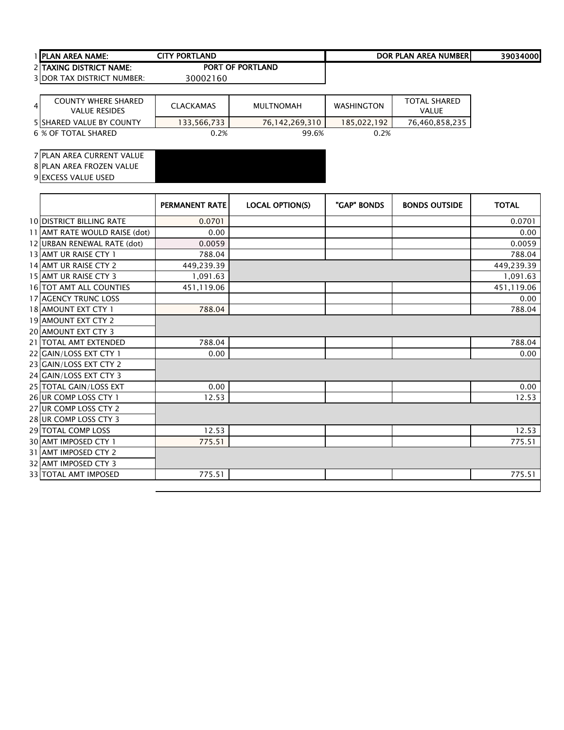| | | | | |
|---|---|---|---|---|
| 1 | PLAN AREA NAME: | CITY PORTLAND | DOR PLAN AREA NUMBER | 39034000 |
| 2 | TAXING DISTRICT NAME: | PORT OF PORTLAND | | |
| 3 | DOR TAX DISTRICT NUMBER: | 30002160 | | |

| | | | | | |
|---|---|---|---|---|---|
| 4 | COUNTY WHERE SHARED VALUE RESIDES | CLACKAMAS | MULTNOMAH | WASHINGTON | TOTAL SHARED VALUE |
| 5 | SHARED VALUE BY COUNTY | 133,566,733 | 76,142,269,310 | 185,022,192 | 76,460,858,235 |
| 6 | % OF TOTAL SHARED | 0.2% | 99.6% | 0.2% | |

| | | |
|---|---|---|
| 7 | PLAN AREA CURRENT VALUE | |
| 8 | PLAN AREA FROZEN VALUE | |
| 9 | EXCESS VALUE USED | |

| | | PERMANENT RATE | LOCAL OPTION(S) | "GAP" BONDS | BONDS OUTSIDE | TOTAL |
|---|---|---|---|---|---|---|
| 10 | DISTRICT BILLING RATE | 0.0701 | | | | 0.0701 |
| 11 | AMT RATE WOULD RAISE (dot) | 0.00 | | | | 0.00 |
| 12 | URBAN RENEWAL RATE (dot) | 0.0059 | | | | 0.0059 |
| 13 | AMT UR RAISE CTY 1 | 788.04 | | | | 788.04 |
| 14 | AMT UR RAISE CTY 2 | 449,239.39 | | | | 449,239.39 |
| 15 | AMT UR RAISE CTY 3 | 1,091.63 | | | | 1,091.63 |
| 16 | TOT AMT ALL COUNTIES | 451,119.06 | | | | 451,119.06 |
| 17 | AGENCY TRUNC LOSS | | | | | 0.00 |
| 18 | AMOUNT EXT CTY 1 | 788.04 | | | | 788.04 |
| 19 | AMOUNT EXT CTY 2 | | | | | |
| 20 | AMOUNT EXT CTY 3 | | | | | |
| 21 | TOTAL AMT EXTENDED | 788.04 | | | | 788.04 |
| 22 | GAIN/LOSS EXT CTY 1 | 0.00 | | | | 0.00 |
| 23 | GAIN/LOSS EXT CTY 2 | | | | | |
| 24 | GAIN/LOSS EXT CTY 3 | | | | | |
| 25 | TOTAL GAIN/LOSS EXT | 0.00 | | | | 0.00 |
| 26 | UR COMP LOSS CTY 1 | 12.53 | | | | 12.53 |
| 27 | UR COMP LOSS CTY 2 | | | | | |
| 28 | UR COMP LOSS CTY 3 | | | | | |
| 29 | TOTAL COMP LOSS | 12.53 | | | | 12.53 |
| 30 | AMT IMPOSED CTY 1 | 775.51 | | | | 775.51 |
| 31 | AMT IMPOSED CTY 2 | | | | | |
| 32 | AMT IMPOSED CTY 3 | | | | | |
| 33 | TOTAL AMT IMPOSED | 775.51 | | | | 775.51 |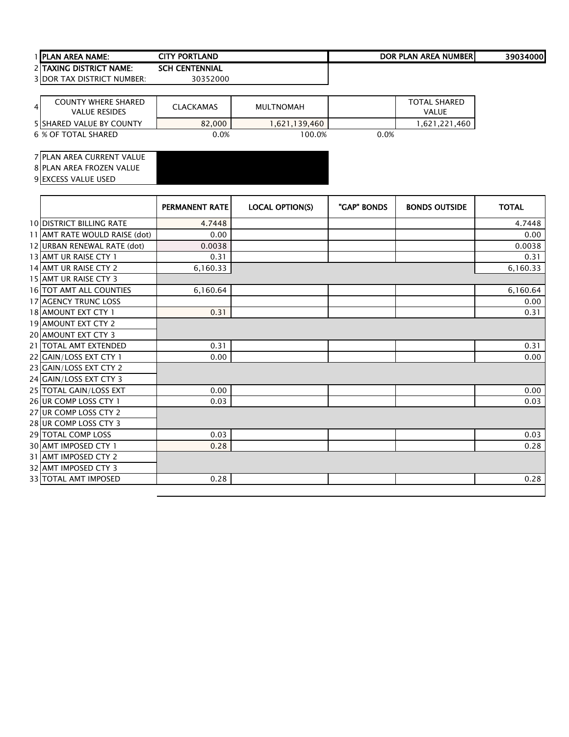| | | | | | |
|---|---|---|---|---|---|
| 1 | PLAN AREA NAME: | CITY PORTLAND | | DOR PLAN AREA NUMBER | 39034000 |
| 2 | TAXING DISTRICT NAME: | SCH CENTENNIAL | | | |
| 3 | DOR TAX DISTRICT NUMBER: | 30352000 | | | |

| | | | | | |
|---|---|---|---|---|---|
| 4 | COUNTY WHERE SHARED VALUE RESIDES | CLACKAMAS | MULTNOMAH | | TOTAL SHARED VALUE |
| 5 | SHARED VALUE BY COUNTY | 82,000 | 1,621,139,460 | | 1,621,221,460 |
| 6 | % OF TOTAL SHARED | 0.0% | 100.0% | 0.0% | |

| | | |
|---|---|---|
| 7 | PLAN AREA CURRENT VALUE | |
| 8 | PLAN AREA FROZEN VALUE | |
| 9 | EXCESS VALUE USED | |

| | | PERMANENT RATE | LOCAL OPTION(S) | "GAP" BONDS | BONDS OUTSIDE | TOTAL |
|---|---|---|---|---|---|---|
| 10 | DISTRICT BILLING RATE | 4.7448 | | | | 4.7448 |
| 11 | AMT RATE WOULD RAISE (dot) | 0.00 | | | | 0.00 |
| 12 | URBAN RENEWAL RATE (dot) | 0.0038 | | | | 0.0038 |
| 13 | AMT UR RAISE CTY 1 | 0.31 | | | | 0.31 |
| 14 | AMT UR RAISE CTY 2 | 6,160.33 | | | | 6,160.33 |
| 15 | AMT UR RAISE CTY 3 | | | | | |
| 16 | TOT AMT ALL COUNTIES | 6,160.64 | | | | 6,160.64 |
| 17 | AGENCY TRUNC LOSS | | | | | 0.00 |
| 18 | AMOUNT EXT CTY 1 | 0.31 | | | | 0.31 |
| 19 | AMOUNT EXT CTY 2 | | | | | |
| 20 | AMOUNT EXT CTY 3 | | | | | |
| 21 | TOTAL AMT EXTENDED | 0.31 | | | | 0.31 |
| 22 | GAIN/LOSS EXT CTY 1 | 0.00 | | | | 0.00 |
| 23 | GAIN/LOSS EXT CTY 2 | | | | | |
| 24 | GAIN/LOSS EXT CTY 3 | | | | | |
| 25 | TOTAL GAIN/LOSS EXT | 0.00 | | | | 0.00 |
| 26 | UR COMP LOSS CTY 1 | 0.03 | | | | 0.03 |
| 27 | UR COMP LOSS CTY 2 | | | | | |
| 28 | UR COMP LOSS CTY 3 | | | | | |
| 29 | TOTAL COMP LOSS | 0.03 | | | | 0.03 |
| 30 | AMT IMPOSED CTY 1 | 0.28 | | | | 0.28 |
| 31 | AMT IMPOSED CTY 2 | | | | | |
| 32 | AMT IMPOSED CTY 3 | | | | | |
| 33 | TOTAL AMT IMPOSED | 0.28 | | | | 0.28 |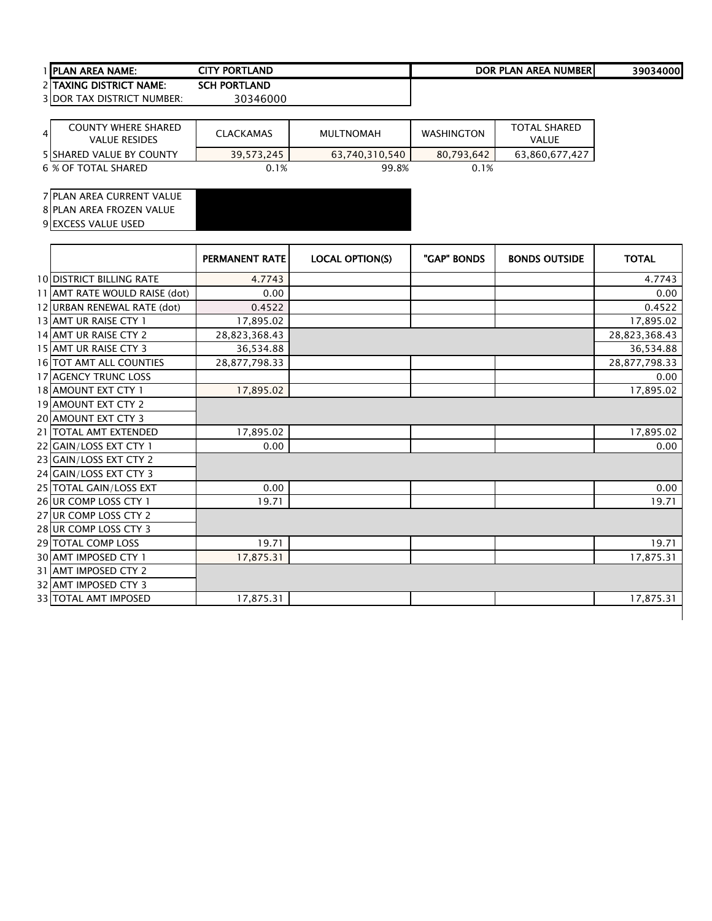| | | | | | |
|---|---|---|---|---|---|
| 1 | PLAN AREA NAME: | CITY PORTLAND | | DOR PLAN AREA NUMBER | 39034000 |
| 2 | TAXING DISTRICT NAME: | SCH PORTLAND | | | |
| 3 | DOR TAX DISTRICT NUMBER: | 30346000 | | | |

| | COUNTY WHERE SHARED VALUE RESIDES | CLACKAMAS | MULTNOMAH | WASHINGTON | TOTAL SHARED VALUE |
|---|---|---|---|---|---|
| 5 | SHARED VALUE BY COUNTY | 39,573,245 | 63,740,310,540 | 80,793,642 | 63,860,677,427 |
| 6 | % OF TOTAL SHARED | 0.1% | 99.8% | 0.1% | |

| | | |
|---|---|---|
| 7 | PLAN AREA CURRENT VALUE | |
| 8 | PLAN AREA FROZEN VALUE | |
| 9 | EXCESS VALUE USED | |

| | | PERMANENT RATE | LOCAL OPTION(S) | "GAP" BONDS | BONDS OUTSIDE | TOTAL |
|---|---|---|---|---|---|---|
| 10 | DISTRICT BILLING RATE | 4.7743 | | | | 4.7743 |
| 11 | AMT RATE WOULD RAISE (dot) | 0.00 | | | | 0.00 |
| 12 | URBAN RENEWAL RATE (dot) | 0.4522 | | | | 0.4522 |
| 13 | AMT UR RAISE CTY 1 | 17,895.02 | | | | 17,895.02 |
| 14 | AMT UR RAISE CTY 2 | 28,823,368.43 | | | | 28,823,368.43 |
| 15 | AMT UR RAISE CTY 3 | 36,534.88 | | | | 36,534.88 |
| 16 | TOT AMT ALL COUNTIES | 28,877,798.33 | | | | 28,877,798.33 |
| 17 | AGENCY TRUNC LOSS | | | | | 0.00 |
| 18 | AMOUNT EXT CTY 1 | 17,895.02 | | | | 17,895.02 |
| 19 | AMOUNT EXT CTY 2 | | | | | |
| 20 | AMOUNT EXT CTY 3 | | | | | |
| 21 | TOTAL AMT EXTENDED | 17,895.02 | | | | 17,895.02 |
| 22 | GAIN/LOSS EXT CTY 1 | 0.00 | | | | 0.00 |
| 23 | GAIN/LOSS EXT CTY 2 | | | | | |
| 24 | GAIN/LOSS EXT CTY 3 | | | | | |
| 25 | TOTAL GAIN/LOSS EXT | 0.00 | | | | 0.00 |
| 26 | UR COMP LOSS CTY 1 | 19.71 | | | | 19.71 |
| 27 | UR COMP LOSS CTY 2 | | | | | |
| 28 | UR COMP LOSS CTY 3 | | | | | |
| 29 | TOTAL COMP LOSS | 19.71 | | | | 19.71 |
| 30 | AMT IMPOSED CTY 1 | 17,875.31 | | | | 17,875.31 |
| 31 | AMT IMPOSED CTY 2 | | | | | |
| 32 | AMT IMPOSED CTY 3 | | | | | |
| 33 | TOTAL AMT IMPOSED | 17,875.31 | | | | 17,875.31 |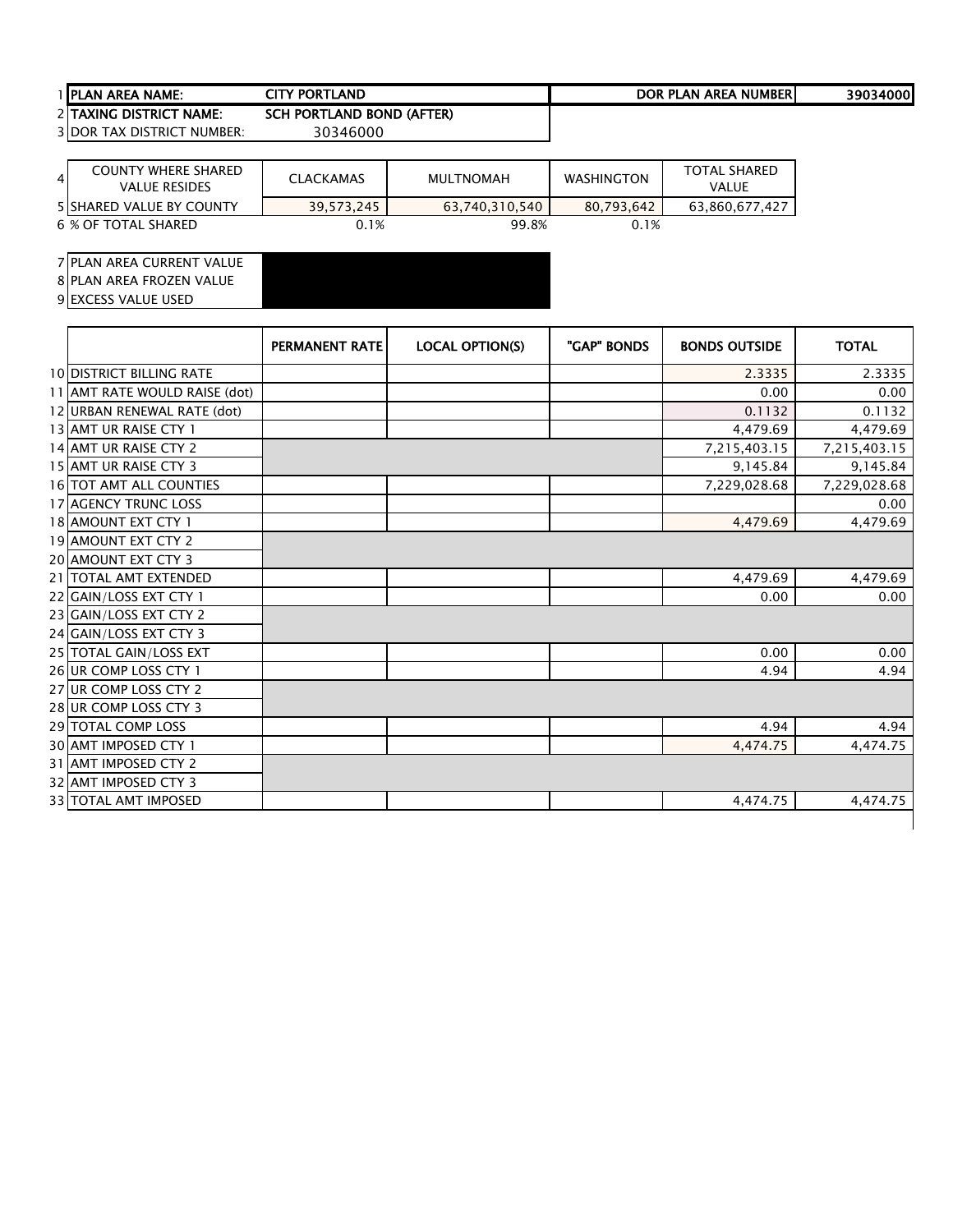| | | | | | |
|---|---|---|---|---|---|
| 1 | PLAN AREA NAME: | CITY PORTLAND | | DOR PLAN AREA NUMBER | 39034000 |
| 2 | TAXING DISTRICT NAME: | SCH PORTLAND BOND (AFTER) | | | |
| 3 | DOR TAX DISTRICT NUMBER: | 30346000 | | | |

| | COUNTY WHERE SHARED VALUE RESIDES | CLACKAMAS | MULTNOMAH | WASHINGTON | TOTAL SHARED VALUE |
|---|---|---|---|---|---|
| 5 | SHARED VALUE BY COUNTY | 39,573,245 | 63,740,310,540 | 80,793,642 | 63,860,677,427 |
| 6 | % OF TOTAL SHARED | 0.1% | 99.8% | 0.1% | |

| | | |
|---|---|---|
| 7 | PLAN AREA CURRENT VALUE | |
| 8 | PLAN AREA FROZEN VALUE | |
| 9 | EXCESS VALUE USED | |

| | | PERMANENT RATE | LOCAL OPTION(S) | "GAP" BONDS | BONDS OUTSIDE | TOTAL |
|---|---|---|---|---|---|---|
| 10 | DISTRICT BILLING RATE | | | | 2.3335 | 2.3335 |
| 11 | AMT RATE WOULD RAISE (dot) | | | | 0.00 | 0.00 |
| 12 | URBAN RENEWAL RATE (dot) | | | | 0.1132 | 0.1132 |
| 13 | AMT UR RAISE CTY 1 | | | | 4,479.69 | 4,479.69 |
| 14 | AMT UR RAISE CTY 2 | | | | 7,215,403.15 | 7,215,403.15 |
| 15 | AMT UR RAISE CTY 3 | | | | 9,145.84 | 9,145.84 |
| 16 | TOT AMT ALL COUNTIES | | | | 7,229,028.68 | 7,229,028.68 |
| 17 | AGENCY TRUNC LOSS | | | | | 0.00 |
| 18 | AMOUNT EXT CTY 1 | | | | 4,479.69 | 4,479.69 |
| 19 | AMOUNT EXT CTY 2 | | | | | |
| 20 | AMOUNT EXT CTY 3 | | | | | |
| 21 | TOTAL AMT EXTENDED | | | | 4,479.69 | 4,479.69 |
| 22 | GAIN/LOSS EXT CTY 1 | | | | 0.00 | 0.00 |
| 23 | GAIN/LOSS EXT CTY 2 | | | | | |
| 24 | GAIN/LOSS EXT CTY 3 | | | | | |
| 25 | TOTAL GAIN/LOSS EXT | | | | 0.00 | 0.00 |
| 26 | UR COMP LOSS CTY 1 | | | | 4.94 | 4.94 |
| 27 | UR COMP LOSS CTY 2 | | | | | |
| 28 | UR COMP LOSS CTY 3 | | | | | |
| 29 | TOTAL COMP LOSS | | | | 4.94 | 4.94 |
| 30 | AMT IMPOSED CTY 1 | | | | 4,474.75 | 4,474.75 |
| 31 | AMT IMPOSED CTY 2 | | | | | |
| 32 | AMT IMPOSED CTY 3 | | | | | |
| 33 | TOTAL AMT IMPOSED | | | | 4,474.75 | 4,474.75 |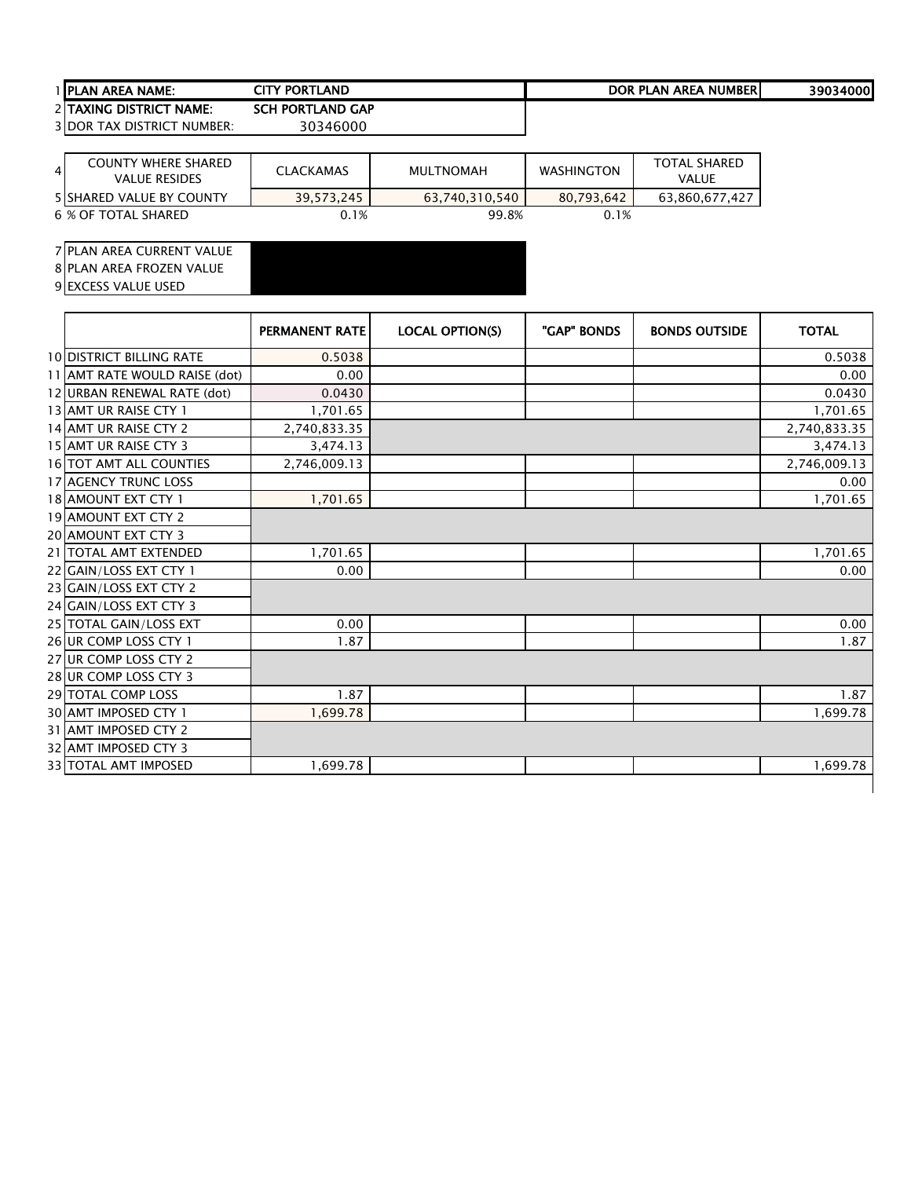| | | | | | | |
|---|---|---|---|---|---|---|
| 1 | **PLAN AREA NAME:** | **CITY PORTLAND** | | | **DOR PLAN AREA NUMBER** | **39034000** |
| 2 | **TAXING DISTRICT NAME:** | **SCH PORTLAND GAP** | | | | |
| 3 | DOR TAX DISTRICT NUMBER: | 30346000 | | | | |

| | COUNTY WHERE SHARED VALUE RESIDES | CLACKAMAS | MULTNOMAH | WASHINGTON | TOTAL SHARED VALUE |
|---|---|---|---|---|---|
| 5 | SHARED VALUE BY COUNTY | 39,573,245 | 63,740,310,540 | 80,793,642 | 63,860,677,427 |
| 6 | % OF TOTAL SHARED | 0.1% | 99.8% | 0.1% | |

| | | |
|---|---|---|
| 7 | PLAN AREA CURRENT VALUE | |
| 8 | PLAN AREA FROZEN VALUE | |
| 9 | EXCESS VALUE USED | |

| | | PERMANENT RATE | LOCAL OPTION(S) | "GAP" BONDS | BONDS OUTSIDE | TOTAL |
|---|---|---|---|---|---|---|
| 10 | DISTRICT BILLING RATE | 0.5038 | | | | 0.5038 |
| 11 | AMT RATE WOULD RAISE (dot) | 0.00 | | | | 0.00 |
| 12 | URBAN RENEWAL RATE (dot) | 0.0430 | | | | 0.0430 |
| 13 | AMT UR RAISE CTY 1 | 1,701.65 | | | | 1,701.65 |
| 14 | AMT UR RAISE CTY 2 | 2,740,833.35 | | | | 2,740,833.35 |
| 15 | AMT UR RAISE CTY 3 | 3,474.13 | | | | 3,474.13 |
| 16 | TOT AMT ALL COUNTIES | 2,746,009.13 | | | | 2,746,009.13 |
| 17 | AGENCY TRUNC LOSS | | | | | 0.00 |
| 18 | AMOUNT EXT CTY 1 | 1,701.65 | | | | 1,701.65 |
| 19 | AMOUNT EXT CTY 2 | | | | | |
| 20 | AMOUNT EXT CTY 3 | | | | | |
| 21 | TOTAL AMT EXTENDED | 1,701.65 | | | | 1,701.65 |
| 22 | GAIN/LOSS EXT CTY 1 | 0.00 | | | | 0.00 |
| 23 | GAIN/LOSS EXT CTY 2 | | | | | |
| 24 | GAIN/LOSS EXT CTY 3 | | | | | |
| 25 | TOTAL GAIN/LOSS EXT | 0.00 | | | | 0.00 |
| 26 | UR COMP LOSS CTY 1 | 1.87 | | | | 1.87 |
| 27 | UR COMP LOSS CTY 2 | | | | | |
| 28 | UR COMP LOSS CTY 3 | | | | | |
| 29 | TOTAL COMP LOSS | 1.87 | | | | 1.87 |
| 30 | AMT IMPOSED CTY 1 | 1,699.78 | | | | 1,699.78 |
| 31 | AMT IMPOSED CTY 2 | | | | | |
| 32 | AMT IMPOSED CTY 3 | | | | | |
| 33 | TOTAL AMT IMPOSED | 1,699.78 | | | | 1,699.78 |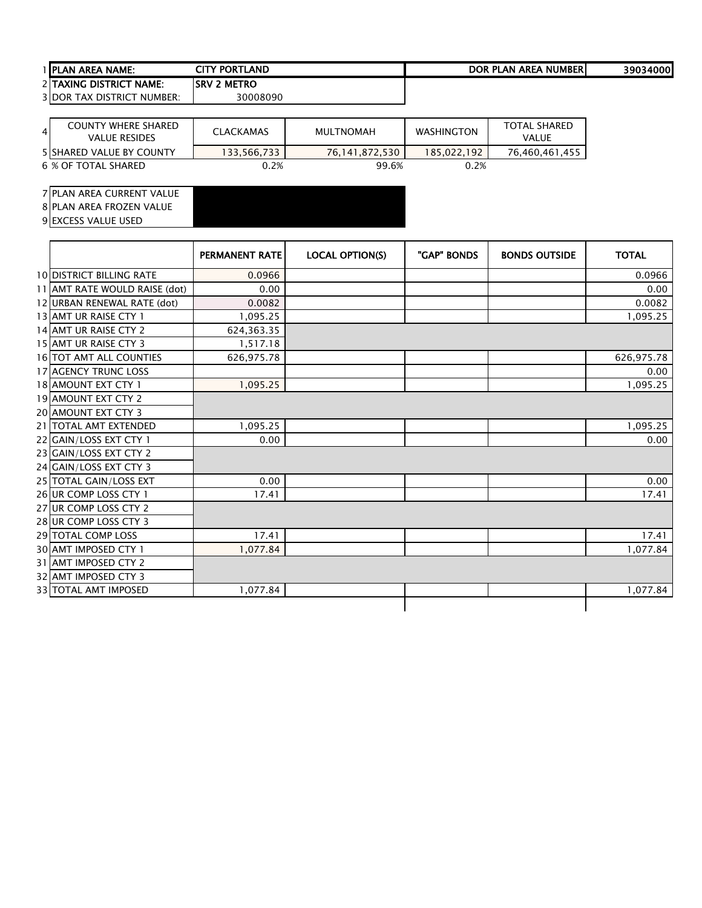| | | | | | |
|---|---|---|---|---|---|
| 1 | PLAN AREA NAME: | CITY PORTLAND | | DOR PLAN AREA NUMBER | 39034000 |
| 2 | TAXING DISTRICT NAME: | SRV 2 METRO | | | |
| 3 | DOR TAX DISTRICT NUMBER: | 30008090 | | | |

| | | | | | |
|---|---|---|---|---|---|
| 4 | COUNTY WHERE SHARED VALUE RESIDES | CLACKAMAS | MULTNOMAH | WASHINGTON | TOTAL SHARED VALUE |
| 5 | SHARED VALUE BY COUNTY | 133,566,733 | 76,141,872,530 | 185,022,192 | 76,460,461,455 |
| 6 | % OF TOTAL SHARED | 0.2% | 99.6% | 0.2% | |

| | | |
|---|---|---|
| 7 | PLAN AREA CURRENT VALUE | |
| 8 | PLAN AREA FROZEN VALUE | |
| 9 | EXCESS VALUE USED | |

| | | PERMANENT RATE | LOCAL OPTION(S) | "GAP" BONDS | BONDS OUTSIDE | TOTAL |
|---|---|---|---|---|---|---|
| 10 | DISTRICT BILLING RATE | 0.0966 | | | | 0.0966 |
| 11 | AMT RATE WOULD RAISE (dot) | 0.00 | | | | 0.00 |
| 12 | URBAN RENEWAL RATE (dot) | 0.0082 | | | | 0.0082 |
| 13 | AMT UR RAISE CTY 1 | 1,095.25 | | | | 1,095.25 |
| 14 | AMT UR RAISE CTY 2 | 624,363.35 | | | | |
| 15 | AMT UR RAISE CTY 3 | 1,517.18 | | | | |
| 16 | TOT AMT ALL COUNTIES | 626,975.78 | | | | 626,975.78 |
| 17 | AGENCY TRUNC LOSS | | | | | 0.00 |
| 18 | AMOUNT EXT CTY 1 | 1,095.25 | | | | 1,095.25 |
| 19 | AMOUNT EXT CTY 2 | | | | | |
| 20 | AMOUNT EXT CTY 3 | | | | | |
| 21 | TOTAL AMT EXTENDED | 1,095.25 | | | | 1,095.25 |
| 22 | GAIN/LOSS EXT CTY 1 | 0.00 | | | | 0.00 |
| 23 | GAIN/LOSS EXT CTY 2 | | | | | |
| 24 | GAIN/LOSS EXT CTY 3 | | | | | |
| 25 | TOTAL GAIN/LOSS EXT | 0.00 | | | | 0.00 |
| 26 | UR COMP LOSS CTY 1 | 17.41 | | | | 17.41 |
| 27 | UR COMP LOSS CTY 2 | | | | | |
| 28 | UR COMP LOSS CTY 3 | | | | | |
| 29 | TOTAL COMP LOSS | 17.41 | | | | 17.41 |
| 30 | AMT IMPOSED CTY 1 | 1,077.84 | | | | 1,077.84 |
| 31 | AMT IMPOSED CTY 2 | | | | | |
| 32 | AMT IMPOSED CTY 3 | | | | | |
| 33 | TOTAL AMT IMPOSED | 1,077.84 | | | | 1,077.84 |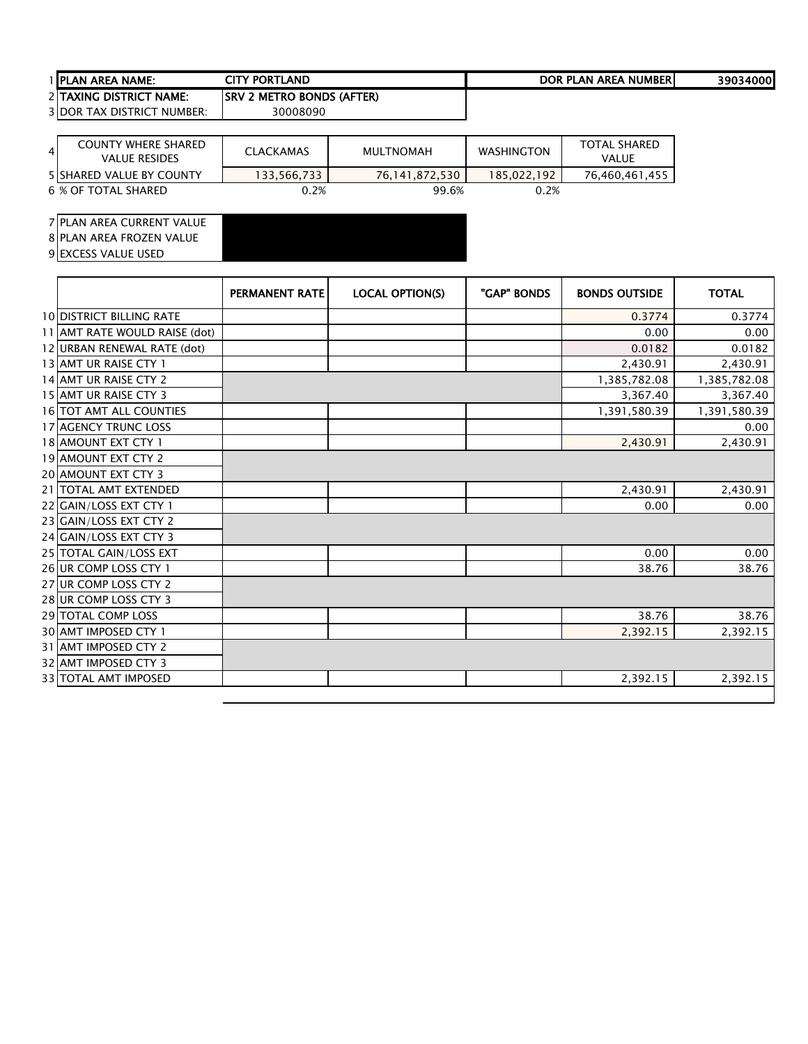| | | | | |
|---|---|---|---|---|
| 1 PLAN AREA NAME: | CITY PORTLAND | | DOR PLAN AREA NUMBER | 39034000 |
| 2 TAXING DISTRICT NAME: | SRV 2 METRO BONDS (AFTER) | | | |
| 3 DOR TAX DISTRICT NUMBER: | 30008090 | | | |

| 4 COUNTY WHERE SHARED VALUE RESIDES | CLACKAMAS | MULTNOMAH | WASHINGTON | TOTAL SHARED VALUE |
|---|---|---|---|---|
| 5 SHARED VALUE BY COUNTY | 133,566,733 | 76,141,872,530 | 185,022,192 | 76,460,461,455 |
| 6 % OF TOTAL SHARED | 0.2% | 99.6% | 0.2% | |

| | |
|---|---|
| 7 PLAN AREA CURRENT VALUE | |
| 8 PLAN AREA FROZEN VALUE | |
| 9 EXCESS VALUE USED | |

| | PERMANENT RATE | LOCAL OPTION(S) | "GAP" BONDS | BONDS OUTSIDE | TOTAL |
|---|---|---|---|---|---|
| 10 DISTRICT BILLING RATE | | | | 0.3774 | 0.3774 |
| 11 AMT RATE WOULD RAISE (dot) | | | | 0.00 | 0.00 |
| 12 URBAN RENEWAL RATE (dot) | | | | 0.0182 | 0.0182 |
| 13 AMT UR RAISE CTY 1 | | | | 2,430.91 | 2,430.91 |
| 14 AMT UR RAISE CTY 2 | | | | 1,385,782.08 | 1,385,782.08 |
| 15 AMT UR RAISE CTY 3 | | | | 3,367.40 | 3,367.40 |
| 16 TOT AMT ALL COUNTIES | | | | 1,391,580.39 | 1,391,580.39 |
| 17 AGENCY TRUNC LOSS | | | | | 0.00 |
| 18 AMOUNT EXT CTY 1 | | | | 2,430.91 | 2,430.91 |
| 19 AMOUNT EXT CTY 2 | | | | | |
| 20 AMOUNT EXT CTY 3 | | | | | |
| 21 TOTAL AMT EXTENDED | | | | 2,430.91 | 2,430.91 |
| 22 GAIN/LOSS EXT CTY 1 | | | | 0.00 | 0.00 |
| 23 GAIN/LOSS EXT CTY 2 | | | | | |
| 24 GAIN/LOSS EXT CTY 3 | | | | | |
| 25 TOTAL GAIN/LOSS EXT | | | | 0.00 | 0.00 |
| 26 UR COMP LOSS CTY 1 | | | | 38.76 | 38.76 |
| 27 UR COMP LOSS CTY 2 | | | | | |
| 28 UR COMP LOSS CTY 3 | | | | | |
| 29 TOTAL COMP LOSS | | | | 38.76 | 38.76 |
| 30 AMT IMPOSED CTY 1 | | | | 2,392.15 | 2,392.15 |
| 31 AMT IMPOSED CTY 2 | | | | | |
| 32 AMT IMPOSED CTY 3 | | | | | |
| 33 TOTAL AMT IMPOSED | | | | 2,392.15 | 2,392.15 |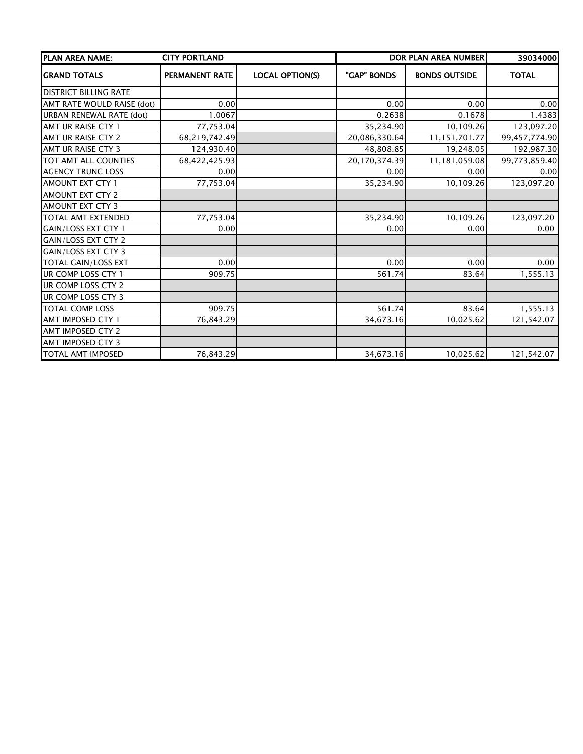| PLAN AREA NAME: | CITY PORTLAND | | | DOR PLAN AREA NUMBER | 39034000 |
|---|---|---|---|---|---|
| GRAND TOTALS | PERMANENT RATE | LOCAL OPTION(S) | "GAP" BONDS | BONDS OUTSIDE | TOTAL |
| DISTRICT BILLING RATE | | | | | |
| AMT RATE WOULD RAISE (dot) | 0.00 | | 0.00 | 0.00 | 0.00 |
| URBAN RENEWAL RATE (dot) | 1.0067 | | 0.2638 | 0.1678 | 1.4383 |
| AMT UR RAISE CTY 1 | 77,753.04 | | 35,234.90 | 10,109.26 | 123,097.20 |
| AMT UR RAISE CTY 2 | 68,219,742.49 | | 20,086,330.64 | 11,151,701.77 | 99,457,774.90 |
| AMT UR RAISE CTY 3 | 124,930.40 | | 48,808.85 | 19,248.05 | 192,987.30 |
| TOT AMT ALL COUNTIES | 68,422,425.93 | | 20,170,374.39 | 11,181,059.08 | 99,773,859.40 |
| AGENCY TRUNC LOSS | 0.00 | | 0.00 | 0.00 | 0.00 |
| AMOUNT EXT CTY 1 | 77,753.04 | | 35,234.90 | 10,109.26 | 123,097.20 |
| AMOUNT EXT CTY 2 | | | | | |
| AMOUNT EXT CTY 3 | | | | | |
| TOTAL AMT EXTENDED | 77,753.04 | | 35,234.90 | 10,109.26 | 123,097.20 |
| GAIN/LOSS EXT CTY 1 | 0.00 | | 0.00 | 0.00 | 0.00 |
| GAIN/LOSS EXT CTY 2 | | | | | |
| GAIN/LOSS EXT CTY 3 | | | | | |
| TOTAL GAIN/LOSS EXT | 0.00 | | 0.00 | 0.00 | 0.00 |
| UR COMP LOSS CTY 1 | 909.75 | | 561.74 | 83.64 | 1,555.13 |
| UR COMP LOSS CTY 2 | | | | | |
| UR COMP LOSS CTY 3 | | | | | |
| TOTAL COMP LOSS | 909.75 | | 561.74 | 83.64 | 1,555.13 |
| AMT IMPOSED CTY 1 | 76,843.29 | | 34,673.16 | 10,025.62 | 121,542.07 |
| AMT IMPOSED CTY 2 | | | | | |
| AMT IMPOSED CTY 3 | | | | | |
| TOTAL AMT IMPOSED | 76,843.29 | | 34,673.16 | 10,025.62 | 121,542.07 |